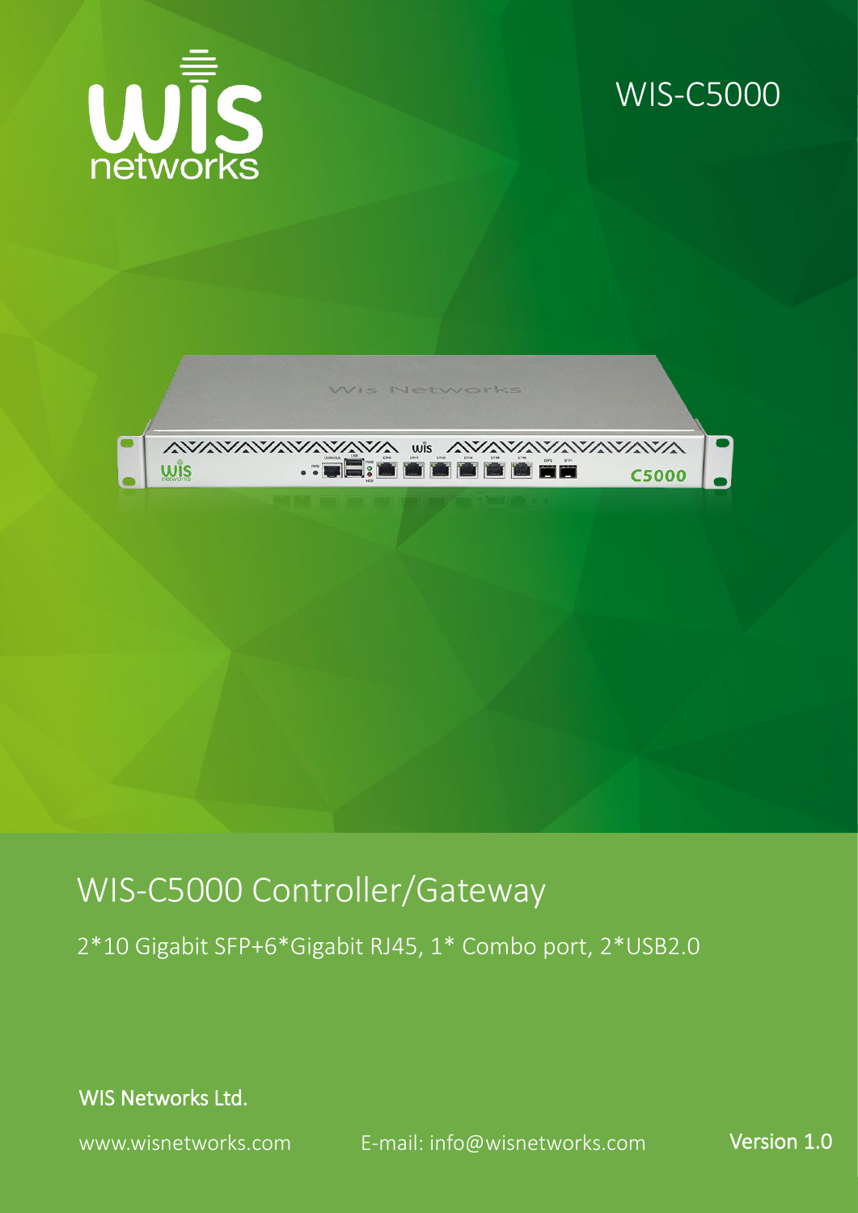WIS-C5000

# WIS-C5000 Controller/Gateway

2*10 Gigabit SFP+6*Gigabit RJ45, 1* Combo port, 2*USB2.0

**WIS Networks Ltd.**

www.wisnetworks.com E-mail: info@wisnetworks.com **Version 1.0**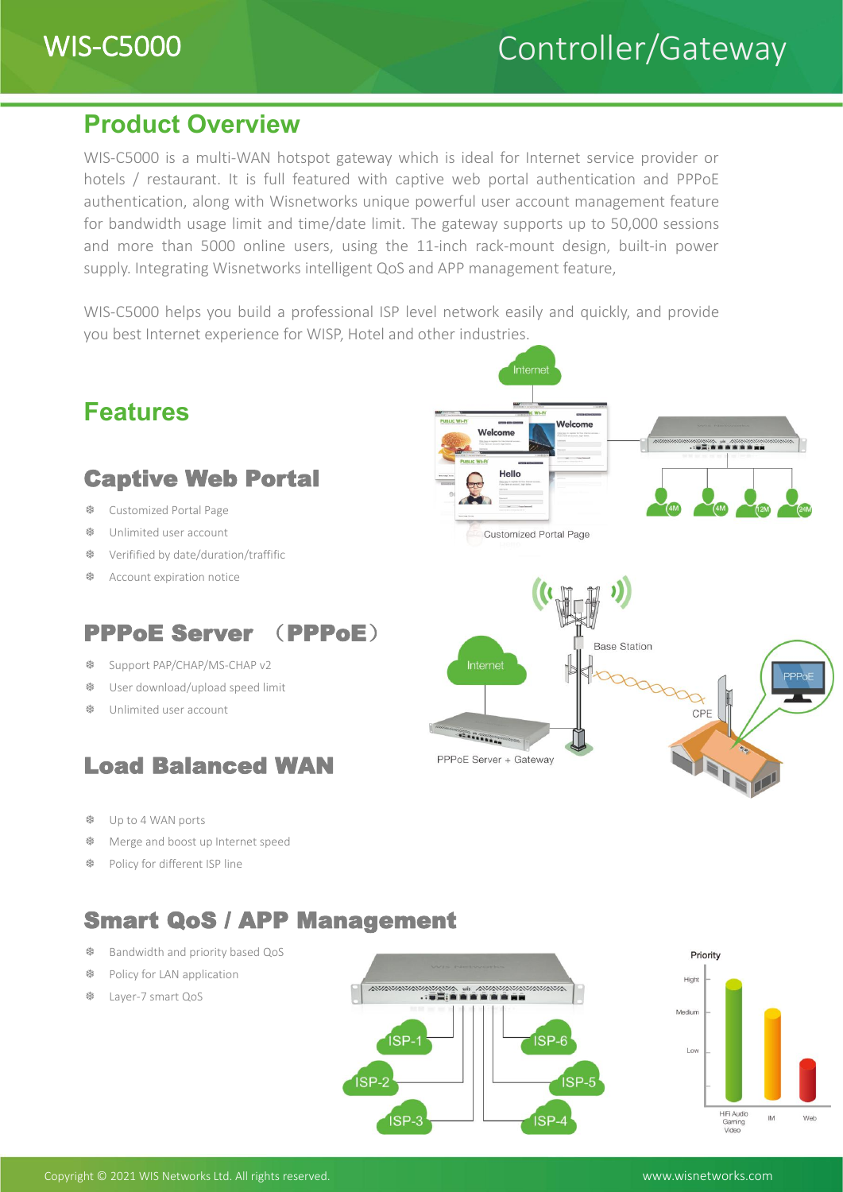# WIS-C5000 Controller/Gateway

## Product Overview

WIS-C5000 is a multi-WAN hotspot gateway which is ideal for Internet service provider or hotels / restaurant. It is full featured with captive web portal authentication and PPPoE authentication, along with Wisnetworks unique powerful user account management feature for bandwidth usage limit and time/date limit. The gateway supports up to 50,000 sessions and more than 5000 online users, using the 11-inch rack-mount design, built-in power supply. Integrating Wisnetworks intelligent QoS and APP management feature,

WIS-C5000 helps you build a professional ISP level network easily and quickly, and provide you best Internet experience for WISP, Hotel and other industries.

## Features

### Captive Web Portal

- Customized Portal Page
- Unlimited user account
- Verified by date/duration/traffific
- Account expiration notice

### PPPoE Server （PPPoE）

- Support PAP/CHAP/MS-CHAP v2
- User download/upload speed limit
- Unlimited user account

### Load Balanced WAN

- Up to 4 WAN ports
- Merge and boost up Internet speed
- Policy for different ISP line

### Smart QoS / APP Management

- Bandwidth and priority based QoS
- Policy for LAN application
- Layer-7 smart QoS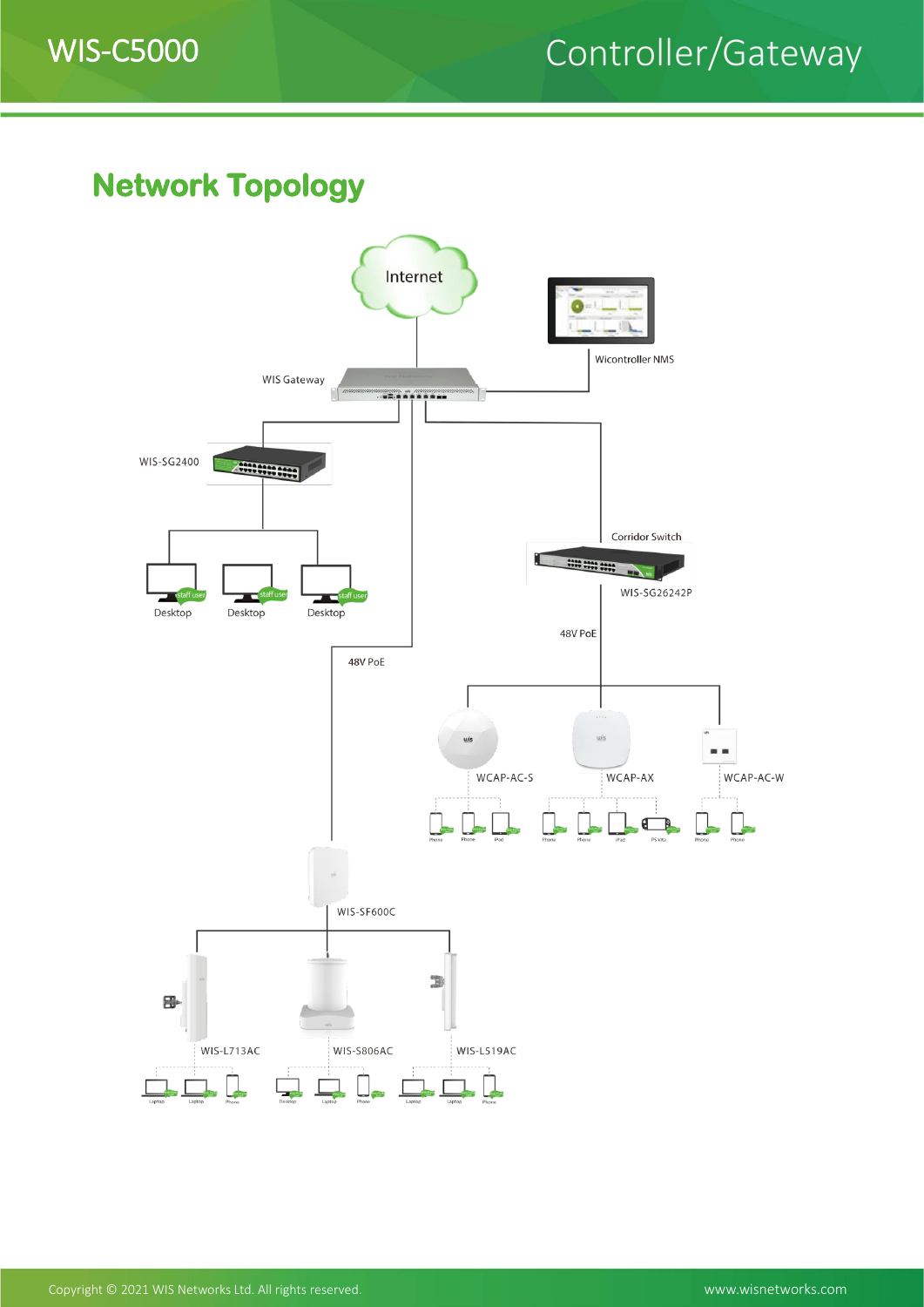## Network Topology

Internet

Wicontroller NMS

WIS Gateway

WIS-SG2400

Desktop

Desktop

Desktop

Corridor Switch

WIS-SG26242P

48V PoE

48V PoE

WCAP-AC-S

WCAP-AX

WCAP-AC-W

WIS-SF600C

WIS-L713AC

WIS-S806AC

WIS-L519AC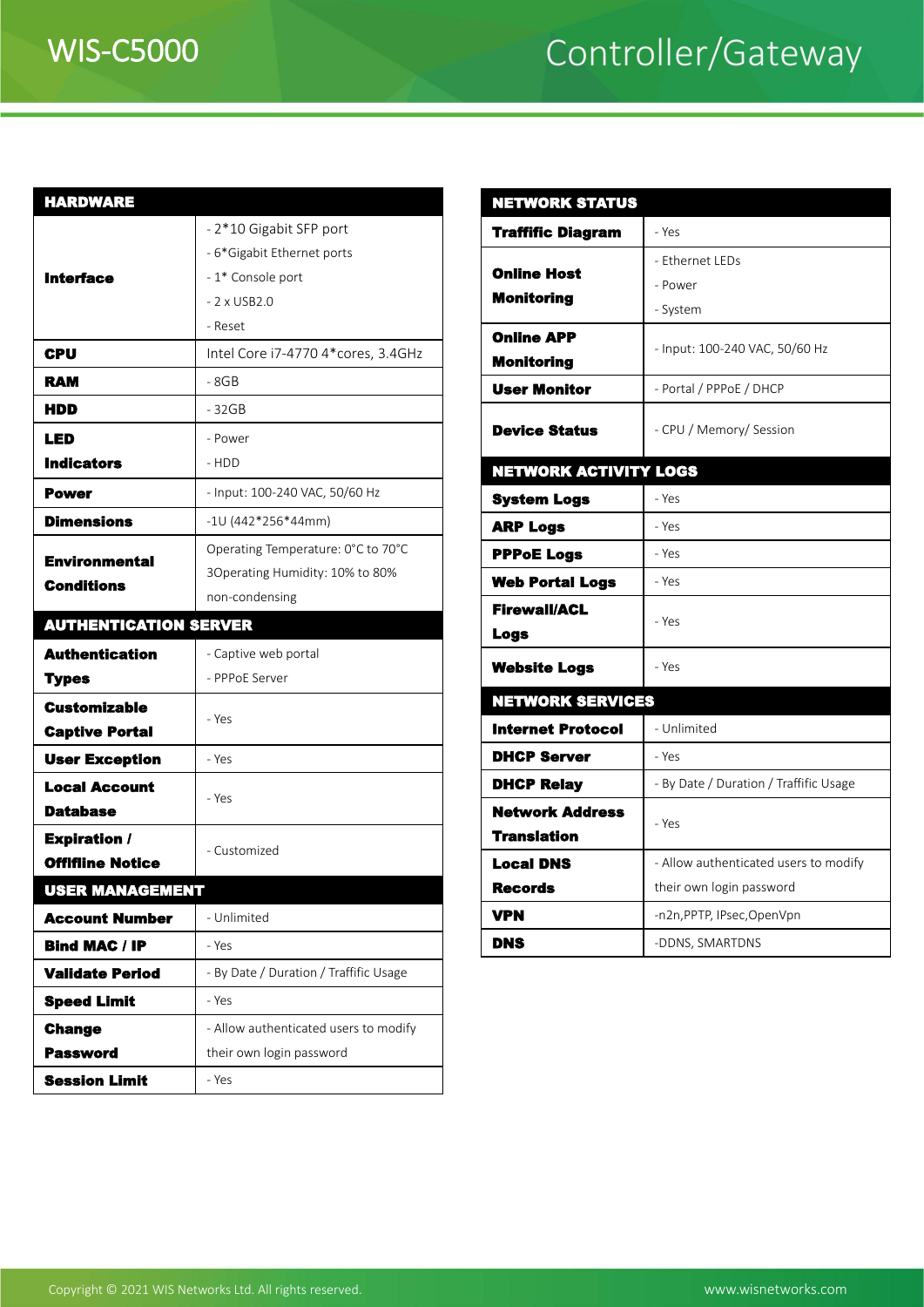# WIS-C5000 Controller/Gateway

| HARDWARE | |
|---|---|
| **Interface** | - 2*10 Gigabit SFP port<br>- 6*Gigabit Ethernet ports<br>- 1* Console port<br>- 2 x USB2.0<br>- Reset |
| **CPU** | Intel Core i7-4770 4*cores, 3.4GHz |
| **RAM** | - 8GB |
| **HDD** | - 32GB |
| **LED Indicators** | - Power<br>- HDD |
| **Power** | - Input: 100-240 VAC, 50/60 Hz |
| **Dimensions** | -1U (442*256*44mm) |
| **Environmental Conditions** | Operating Temperature: 0°C to 70°C<br>3Operating Humidity: 10% to 80% non-condensing |

| AUTHENTICATION SERVER | |
|---|---|
| **Authentication Types** | - Captive web portal<br>- PPPoE Server |
| **Customizable Captive Portal** | - Yes |
| **User Exception** | - Yes |
| **Local Account Database** | - Yes |
| **Expiration / Offline Notice** | - Customized |

| USER MANAGEMENT | |
|---|---|
| **Account Number** | - Unlimited |
| **Bind MAC / IP** | - Yes |
| **Validate Period** | - By Date / Duration / Traffic Usage |
| **Speed Limit** | - Yes |
| **Change Password** | - Allow authenticated users to modify their own login password |
| **Session Limit** | - Yes |

| NETWORK STATUS | |
|---|---|
| **Traffic Diagram** | - Yes |
| **Online Host Monitoring** | - Ethernet LEDs<br>- Power<br>- System |
| **Online APP Monitoring** | - Input: 100-240 VAC, 50/60 Hz |
| **User Monitor** | - Portal / PPPoE / DHCP |
| **Device Status** | - CPU / Memory/ Session |

| NETWORK ACTIVITY LOGS | |
|---|---|
| **System Logs** | - Yes |
| **ARP Logs** | - Yes |
| **PPPoE Logs** | - Yes |
| **Web Portal Logs** | - Yes |
| **Firewall/ACL Logs** | - Yes |
| **Website Logs** | - Yes |

| NETWORK SERVICES | |
|---|---|
| **Internet Protocol** | - Unlimited |
| **DHCP Server** | - Yes |
| **DHCP Relay** | - By Date / Duration / Traffic Usage |
| **Network Address Translation** | - Yes |
| **Local DNS Records** | - Allow authenticated users to modify their own login password |
| **VPN** | -n2n,PPTP, IPsec,OpenVpn |
| **DNS** | -DDNS, SMARTDNS |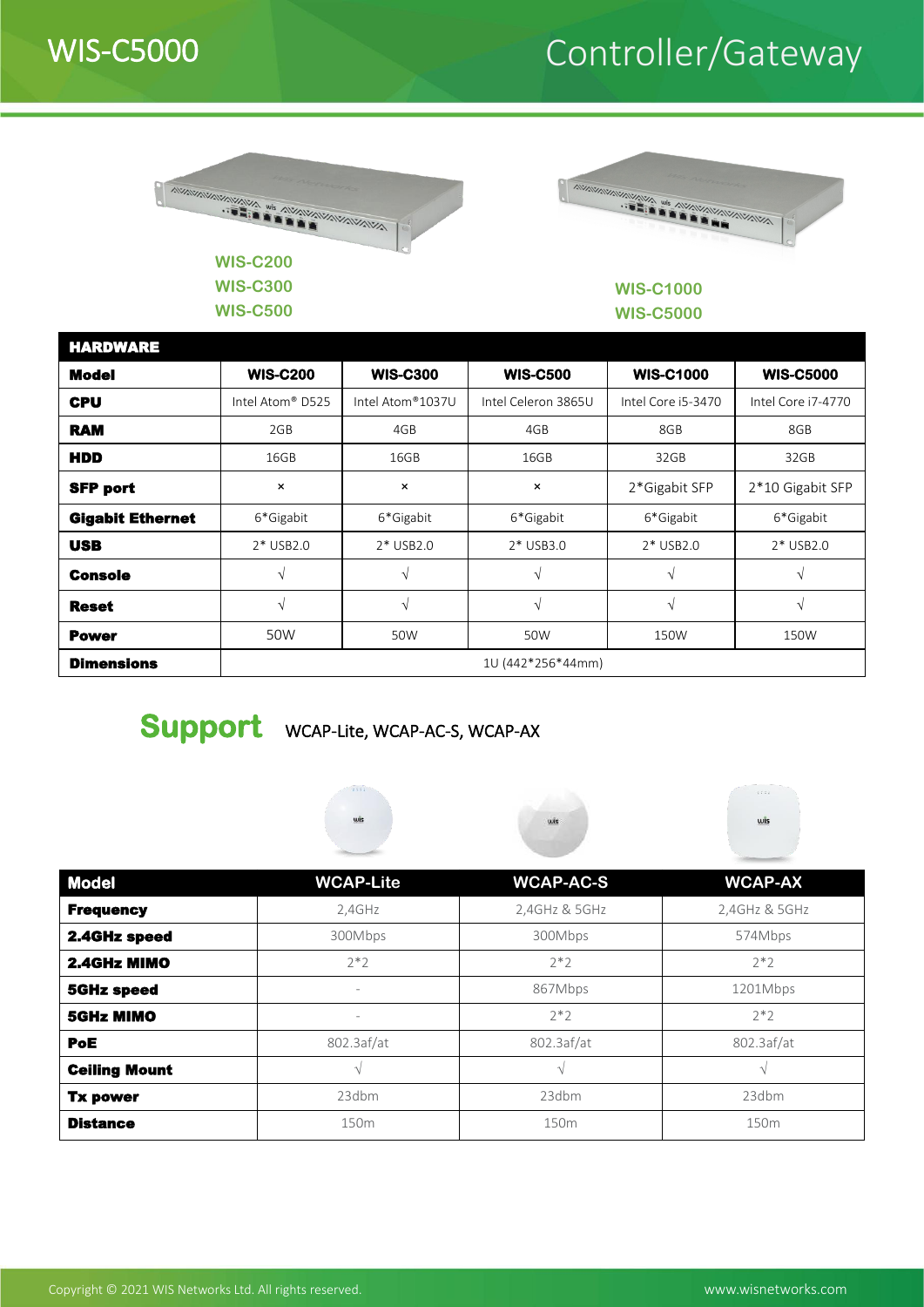# WIS-C5000

## Controller/Gateway

WIS-C200
WIS-C300
WIS-C500

WIS-C1000
WIS-C5000

| HARDWARE | | | | | |
|---|---|---|---|---|---|
| **Model** | **WIS-C200** | **WIS-C300** | **WIS-C500** | **WIS-C1000** | **WIS-C5000** |
| **CPU** | Intel Atom® D525 | Intel Atom®1037U | Intel Celeron 3865U | Intel Core i5-3470 | Intel Core i7-4770 |
| **RAM** | 2GB | 4GB | 4GB | 8GB | 8GB |
| **HDD** | 16GB | 16GB | 16GB | 32GB | 32GB |
| **SFP port** | × | × | × | 2*Gigabit SFP | 2*10 Gigabit SFP |
| **Gigabit Ethernet** | 6*Gigabit | 6*Gigabit | 6*Gigabit | 6*Gigabit | 6*Gigabit |
| **USB** | 2* USB2.0 | 2* USB2.0 | 2* USB3.0 | 2* USB2.0 | 2* USB2.0 |
| **Console** | √ | √ | √ | √ | √ |
| **Reset** | √ | √ | √ | √ | √ |
| **Power** | 50W | 50W | 50W | 150W | 150W |
| **Dimensions** | 1U (442*256*44mm) | | | | |

## Support WCAP-Lite, WCAP-AC-S, WCAP-AX

| Model | WCAP-Lite | WCAP-AC-S | WCAP-AX |
|---|---|---|---|
| **Frequency** | 2,4GHz | 2,4GHz & 5GHz | 2,4GHz & 5GHz |
| **2.4GHz speed** | 300Mbps | 300Mbps | 574Mbps |
| **2.4GHz MIMO** | 2*2 | 2*2 | 2*2 |
| **5GHz speed** | - | 867Mbps | 1201Mbps |
| **5GHz MIMO** | - | 2*2 | 2*2 |
| **PoE** | 802.3af/at | 802.3af/at | 802.3af/at |
| **Ceiling Mount** | √ | √ | √ |
| **Tx power** | 23dbm | 23dbm | 23dbm |
| **Distance** | 150m | 150m | 150m |

Copyright © 2021 WIS Networks Ltd. All rights reserved.
www.wisnetworks.com